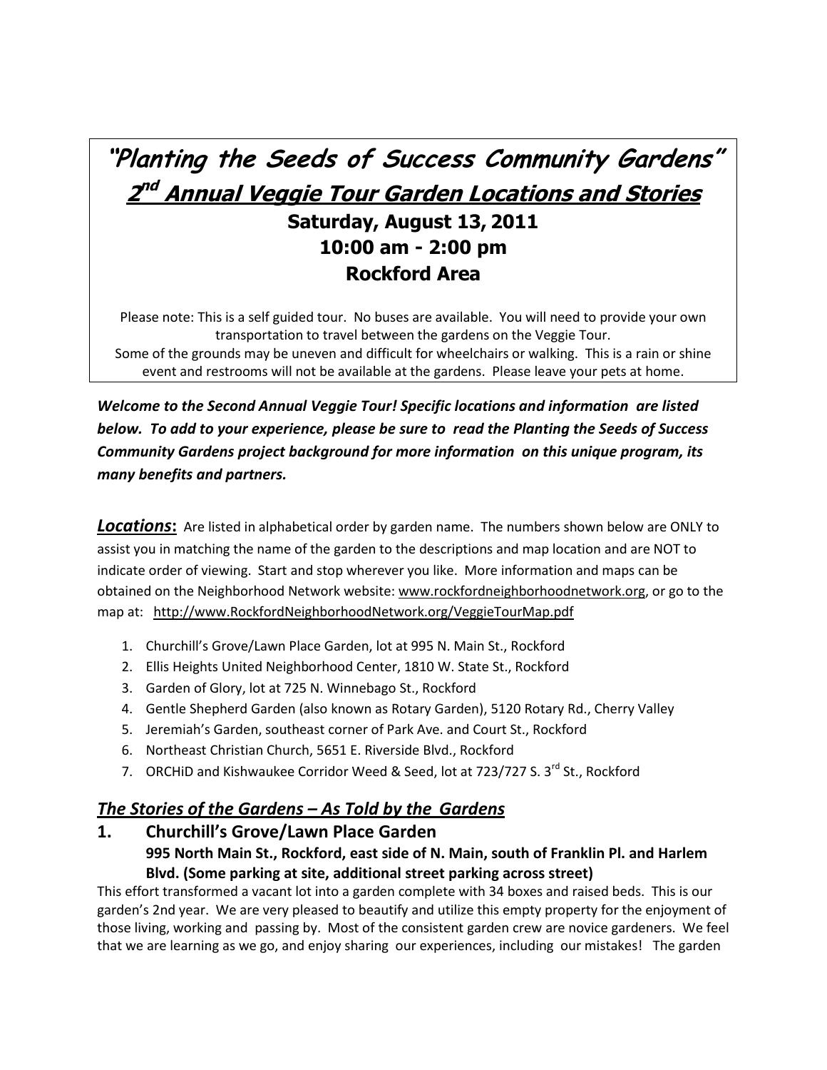# "Planting the Seeds of Success Community Gardens"

## 2nd Annual Veggie Tour Garden Locations and Stories

### Saturday, August 13, 2011
### 10:00 am - 2:00 pm
### Rockford Area

Please note: This is a self guided tour. No buses are available. You will need to provide your own transportation to travel between the gardens on the Veggie Tour.
Some of the grounds may be uneven and difficult for wheelchairs or walking. This is a rain or shine event and restrooms will not be available at the gardens. Please leave your pets at home.

***Welcome to the Second Annual Veggie Tour! Specific locations and information are listed below. To add to your experience, please be sure to read the Planting the Seeds of Success Community Gardens project background for more information on this unique program, its many benefits and partners.***

***Locations*:** Are listed in alphabetical order by garden name. The numbers shown below are ONLY to assist you in matching the name of the garden to the descriptions and map location and are NOT to indicate order of viewing. Start and stop wherever you like. More information and maps can be obtained on the Neighborhood Network website: www.rockfordneighborhoodnetwork.org, or go to the map at: http://www.RockfordNeighborhoodNetwork.org/VeggieTourMap.pdf

1. Churchill's Grove/Lawn Place Garden, lot at 995 N. Main St., Rockford
2. Ellis Heights United Neighborhood Center, 1810 W. State St., Rockford
3. Garden of Glory, lot at 725 N. Winnebago St., Rockford
4. Gentle Shepherd Garden (also known as Rotary Garden), 5120 Rotary Rd., Cherry Valley
5. Jeremiah's Garden, southeast corner of Park Ave. and Court St., Rockford
6. Northeast Christian Church, 5651 E. Riverside Blvd., Rockford
7. ORCHiD and Kishwaukee Corridor Weed & Seed, lot at 723/727 S. 3rd St., Rockford

## *The Stories of the Gardens – As Told by the Gardens*

### 1. Churchill's Grove/Lawn Place Garden

**995 North Main St., Rockford, east side of N. Main, south of Franklin Pl. and Harlem Blvd. (Some parking at site, additional street parking across street)**

This effort transformed a vacant lot into a garden complete with 34 boxes and raised beds. This is our garden's 2nd year. We are very pleased to beautify and utilize this empty property for the enjoyment of those living, working and passing by. Most of the consistent garden crew are novice gardeners. We feel that we are learning as we go, and enjoy sharing our experiences, including our mistakes! The garden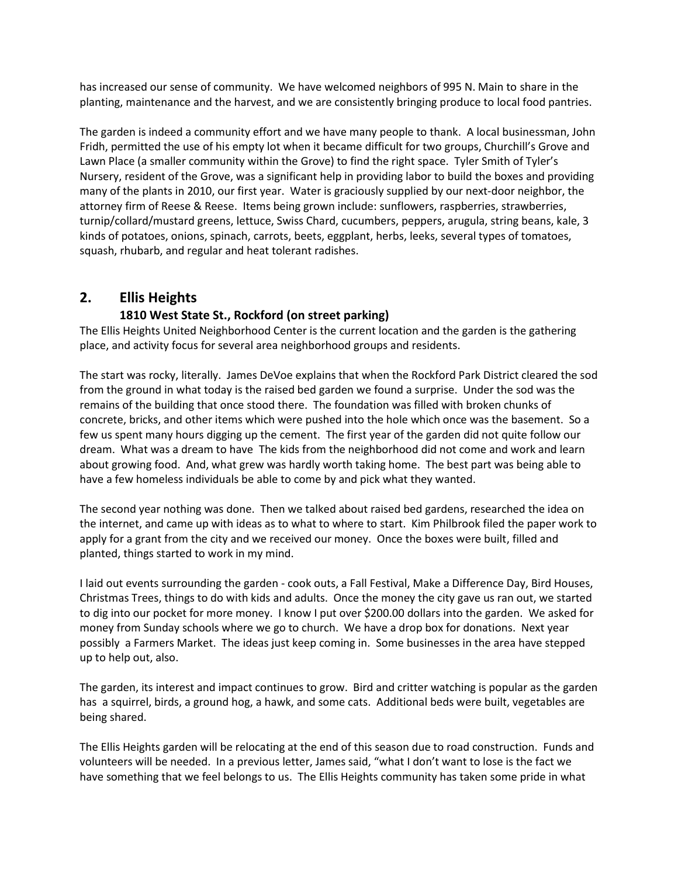has increased our sense of community. We have welcomed neighbors of 995 N. Main to share in the planting, maintenance and the harvest, and we are consistently bringing produce to local food pantries.

The garden is indeed a community effort and we have many people to thank. A local businessman, John Fridh, permitted the use of his empty lot when it became difficult for two groups, Churchill's Grove and Lawn Place (a smaller community within the Grove) to find the right space. Tyler Smith of Tyler's Nursery, resident of the Grove, was a significant help in providing labor to build the boxes and providing many of the plants in 2010, our first year. Water is graciously supplied by our next-door neighbor, the attorney firm of Reese & Reese. Items being grown include: sunflowers, raspberries, strawberries, turnip/collard/mustard greens, lettuce, Swiss Chard, cucumbers, peppers, arugula, string beans, kale, 3 kinds of potatoes, onions, spinach, carrots, beets, eggplant, herbs, leeks, several types of tomatoes, squash, rhubarb, and regular and heat tolerant radishes.

## 2. Ellis Heights

### 1810 West State St., Rockford (on street parking)

The Ellis Heights United Neighborhood Center is the current location and the garden is the gathering place, and activity focus for several area neighborhood groups and residents.

The start was rocky, literally. James DeVoe explains that when the Rockford Park District cleared the sod from the ground in what today is the raised bed garden we found a surprise. Under the sod was the remains of the building that once stood there. The foundation was filled with broken chunks of concrete, bricks, and other items which were pushed into the hole which once was the basement. So a few us spent many hours digging up the cement. The first year of the garden did not quite follow our dream. What was a dream to have The kids from the neighborhood did not come and work and learn about growing food. And, what grew was hardly worth taking home. The best part was being able to have a few homeless individuals be able to come by and pick what they wanted.

The second year nothing was done. Then we talked about raised bed gardens, researched the idea on the internet, and came up with ideas as to what to where to start. Kim Philbrook filed the paper work to apply for a grant from the city and we received our money. Once the boxes were built, filled and planted, things started to work in my mind.

I laid out events surrounding the garden - cook outs, a Fall Festival, Make a Difference Day, Bird Houses, Christmas Trees, things to do with kids and adults. Once the money the city gave us ran out, we started to dig into our pocket for more money. I know I put over $200.00 dollars into the garden. We asked for money from Sunday schools where we go to church. We have a drop box for donations. Next year possibly a Farmers Market. The ideas just keep coming in. Some businesses in the area have stepped up to help out, also.

The garden, its interest and impact continues to grow. Bird and critter watching is popular as the garden has a squirrel, birds, a ground hog, a hawk, and some cats. Additional beds were built, vegetables are being shared.

The Ellis Heights garden will be relocating at the end of this season due to road construction. Funds and volunteers will be needed. In a previous letter, James said, "what I don't want to lose is the fact we have something that we feel belongs to us. The Ellis Heights community has taken some pride in what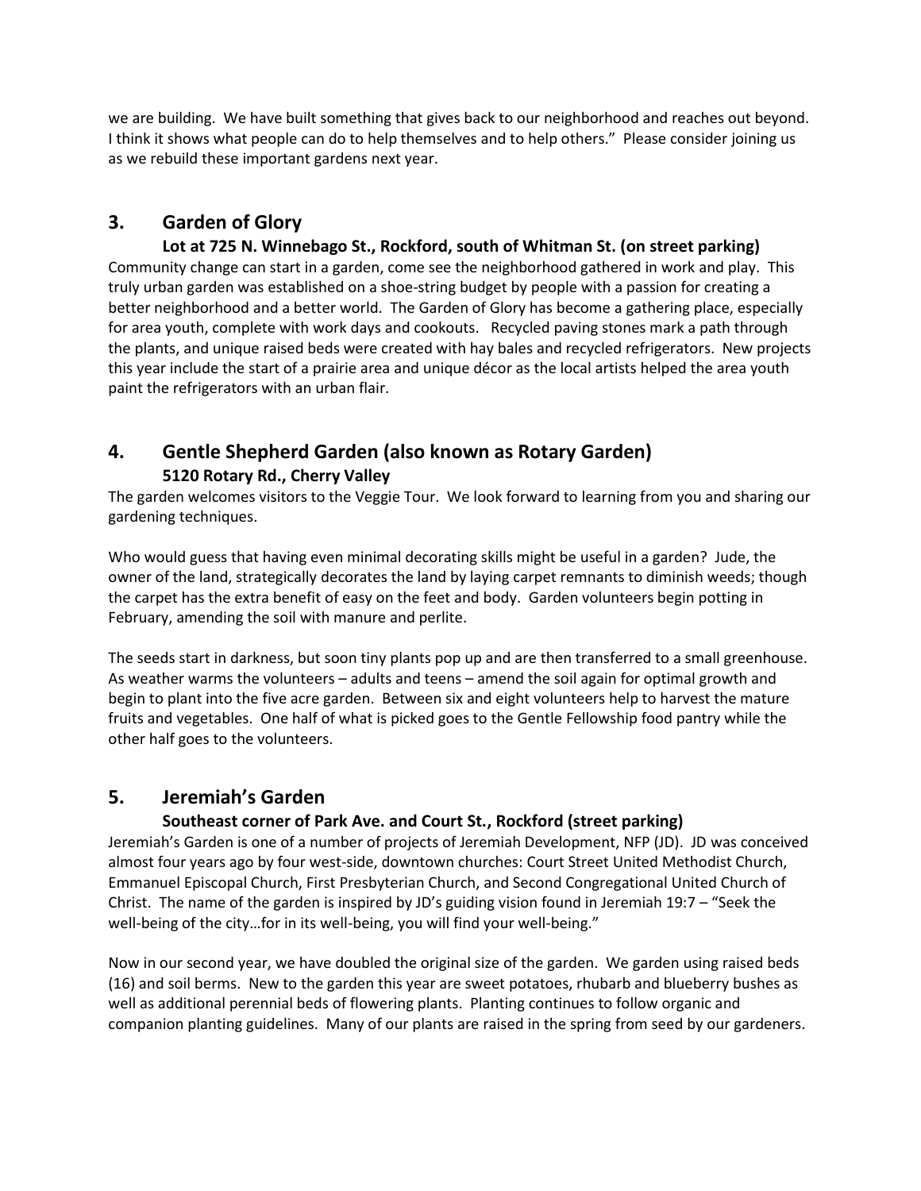we are building. We have built something that gives back to our neighborhood and reaches out beyond. I think it shows what people can do to help themselves and to help others." Please consider joining us as we rebuild these important gardens next year.

## 3. Garden of Glory

**Lot at 725 N. Winnebago St., Rockford, south of Whitman St. (on street parking)**

Community change can start in a garden, come see the neighborhood gathered in work and play. This truly urban garden was established on a shoe-string budget by people with a passion for creating a better neighborhood and a better world. The Garden of Glory has become a gathering place, especially for area youth, complete with work days and cookouts. Recycled paving stones mark a path through the plants, and unique raised beds were created with hay bales and recycled refrigerators. New projects this year include the start of a prairie area and unique décor as the local artists helped the area youth paint the refrigerators with an urban flair.

## 4. Gentle Shepherd Garden (also known as Rotary Garden)

**5120 Rotary Rd., Cherry Valley**

The garden welcomes visitors to the Veggie Tour. We look forward to learning from you and sharing our gardening techniques.

Who would guess that having even minimal decorating skills might be useful in a garden? Jude, the owner of the land, strategically decorates the land by laying carpet remnants to diminish weeds; though the carpet has the extra benefit of easy on the feet and body. Garden volunteers begin potting in February, amending the soil with manure and perlite.

The seeds start in darkness, but soon tiny plants pop up and are then transferred to a small greenhouse. As weather warms the volunteers – adults and teens – amend the soil again for optimal growth and begin to plant into the five acre garden. Between six and eight volunteers help to harvest the mature fruits and vegetables. One half of what is picked goes to the Gentle Fellowship food pantry while the other half goes to the volunteers.

## 5. Jeremiah's Garden

**Southeast corner of Park Ave. and Court St., Rockford (street parking)**

Jeremiah's Garden is one of a number of projects of Jeremiah Development, NFP (JD). JD was conceived almost four years ago by four west-side, downtown churches: Court Street United Methodist Church, Emmanuel Episcopal Church, First Presbyterian Church, and Second Congregational United Church of Christ. The name of the garden is inspired by JD's guiding vision found in Jeremiah 19:7 – "Seek the well-being of the city…for in its well-being, you will find your well-being."

Now in our second year, we have doubled the original size of the garden. We garden using raised beds (16) and soil berms. New to the garden this year are sweet potatoes, rhubarb and blueberry bushes as well as additional perennial beds of flowering plants. Planting continues to follow organic and companion planting guidelines. Many of our plants are raised in the spring from seed by our gardeners.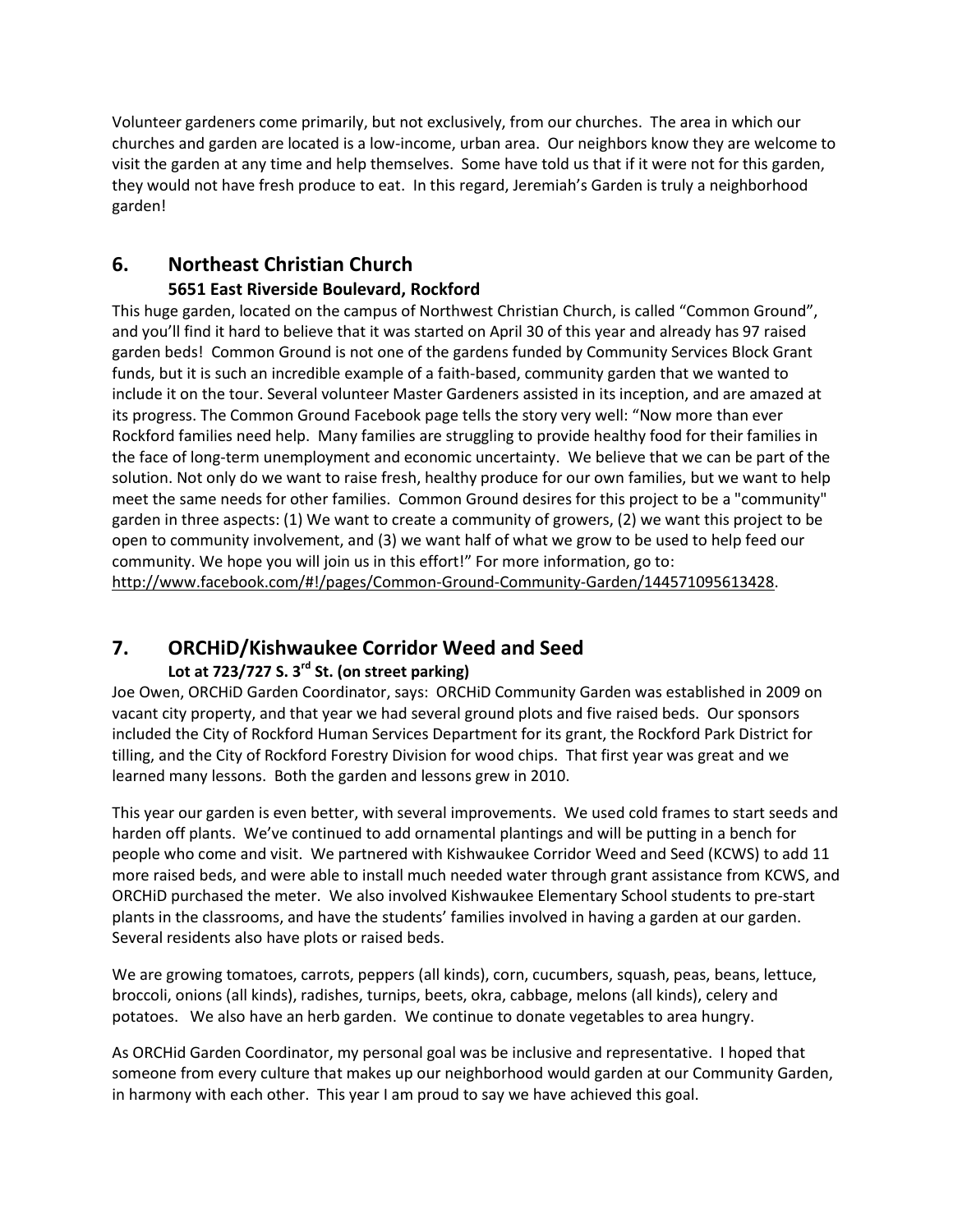Volunteer gardeners come primarily, but not exclusively, from our churches. The area in which our churches and garden are located is a low-income, urban area. Our neighbors know they are welcome to visit the garden at any time and help themselves. Some have told us that if it were not for this garden, they would not have fresh produce to eat. In this regard, Jeremiah's Garden is truly a neighborhood garden!

## 6. Northeast Christian Church

### 5651 East Riverside Boulevard, Rockford

This huge garden, located on the campus of Northwest Christian Church, is called "Common Ground", and you'll find it hard to believe that it was started on April 30 of this year and already has 97 raised garden beds! Common Ground is not one of the gardens funded by Community Services Block Grant funds, but it is such an incredible example of a faith-based, community garden that we wanted to include it on the tour. Several volunteer Master Gardeners assisted in its inception, and are amazed at its progress. The Common Ground Facebook page tells the story very well: "Now more than ever Rockford families need help. Many families are struggling to provide healthy food for their families in the face of long-term unemployment and economic uncertainty. We believe that we can be part of the solution. Not only do we want to raise fresh, healthy produce for our own families, but we want to help meet the same needs for other families. Common Ground desires for this project to be a "community" garden in three aspects: (1) We want to create a community of growers, (2) we want this project to be open to community involvement, and (3) we want half of what we grow to be used to help feed our community. We hope you will join us in this effort!" For more information, go to: http://www.facebook.com/#!/pages/Common-Ground-Community-Garden/144571095613428.

## 7. ORCHiD/Kishwaukee Corridor Weed and Seed

### Lot at 723/727 S. 3rd St. (on street parking)

Joe Owen, ORCHiD Garden Coordinator, says: ORCHiD Community Garden was established in 2009 on vacant city property, and that year we had several ground plots and five raised beds. Our sponsors included the City of Rockford Human Services Department for its grant, the Rockford Park District for tilling, and the City of Rockford Forestry Division for wood chips. That first year was great and we learned many lessons. Both the garden and lessons grew in 2010.

This year our garden is even better, with several improvements. We used cold frames to start seeds and harden off plants. We've continued to add ornamental plantings and will be putting in a bench for people who come and visit. We partnered with Kishwaukee Corridor Weed and Seed (KCWS) to add 11 more raised beds, and were able to install much needed water through grant assistance from KCWS, and ORCHiD purchased the meter. We also involved Kishwaukee Elementary School students to pre-start plants in the classrooms, and have the students' families involved in having a garden at our garden. Several residents also have plots or raised beds.

We are growing tomatoes, carrots, peppers (all kinds), corn, cucumbers, squash, peas, beans, lettuce, broccoli, onions (all kinds), radishes, turnips, beets, okra, cabbage, melons (all kinds), celery and potatoes. We also have an herb garden. We continue to donate vegetables to area hungry.

As ORCHid Garden Coordinator, my personal goal was be inclusive and representative. I hoped that someone from every culture that makes up our neighborhood would garden at our Community Garden, in harmony with each other. This year I am proud to say we have achieved this goal.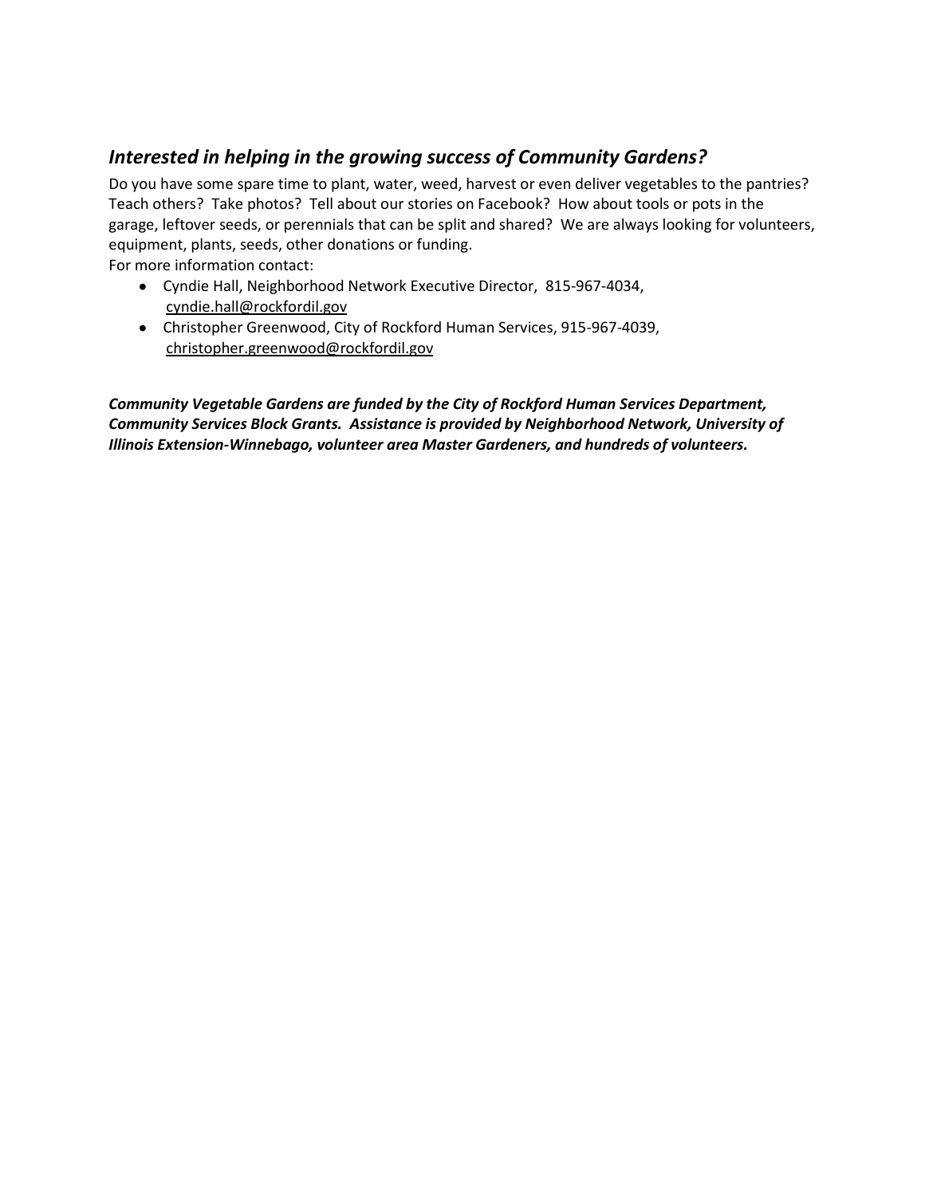## *Interested in helping in the growing success of Community Gardens?*

Do you have some spare time to plant, water, weed, harvest or even deliver vegetables to the pantries? Teach others? Take photos? Tell about our stories on Facebook? How about tools or pots in the garage, leftover seeds, or perennials that can be split and shared? We are always looking for volunteers, equipment, plants, seeds, other donations or funding.
For more information contact:

- Cyndie Hall, Neighborhood Network Executive Director, 815-967-4034, cyndie.hall@rockfordil.gov
- Christopher Greenwood, City of Rockford Human Services, 915-967-4039, christopher.greenwood@rockfordil.gov

***Community Vegetable Gardens are funded by the City of Rockford Human Services Department, Community Services Block Grants. Assistance is provided by Neighborhood Network, University of Illinois Extension-Winnebago, volunteer area Master Gardeners, and hundreds of volunteers.***